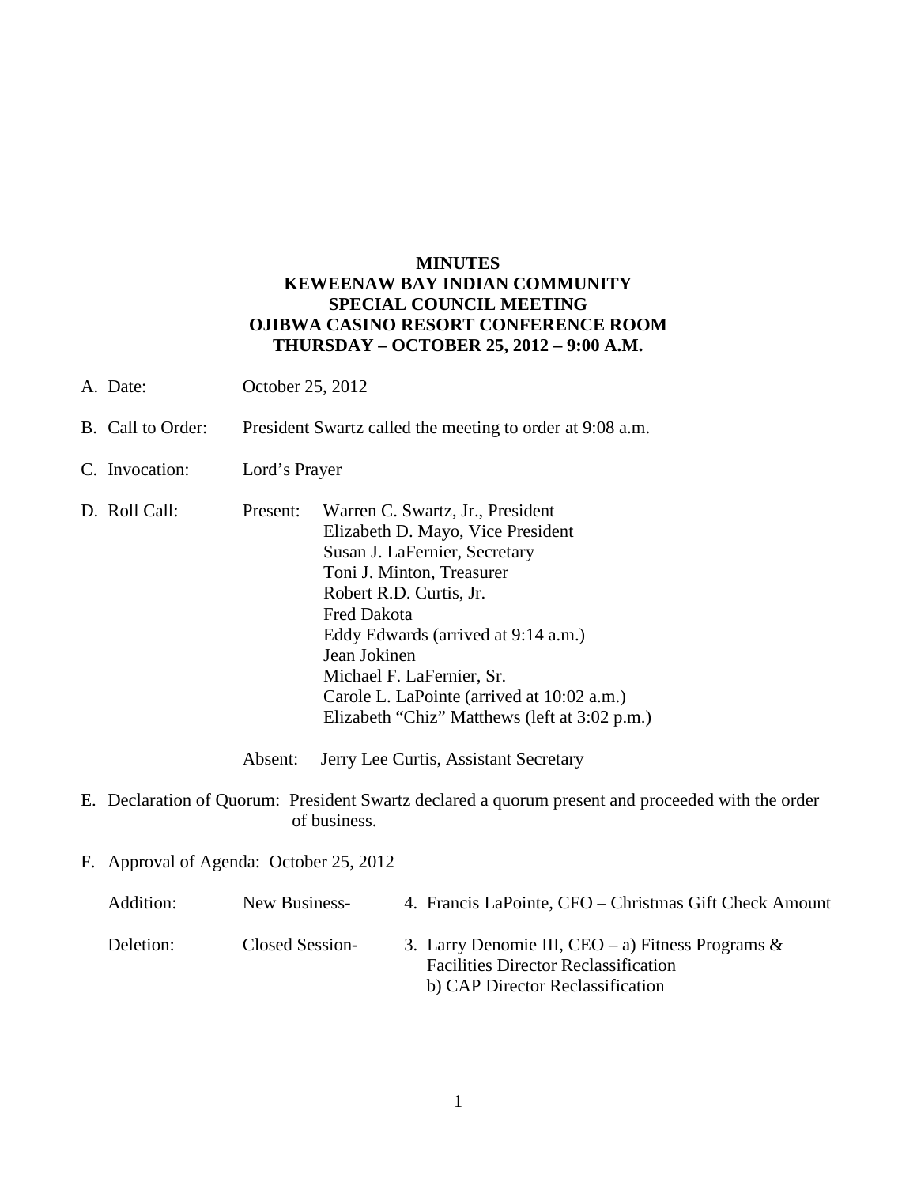**MINUTES**
**KEWEENAW BAY INDIAN COMMUNITY**
**SPECIAL COUNCIL MEETING**
**OJIBWA CASINO RESORT CONFERENCE ROOM**
**THURSDAY – OCTOBER 25, 2012 – 9:00 A.M.**

A. Date: October 25, 2012

B. Call to Order: President Swartz called the meeting to order at 9:08 a.m.

C. Invocation: Lord's Prayer

D. Roll Call:

Present:
- Warren C. Swartz, Jr., President
- Elizabeth D. Mayo, Vice President
- Susan J. LaFernier, Secretary
- Toni J. Minton, Treasurer
- Robert R.D. Curtis, Jr.
- Fred Dakota
- Eddy Edwards (arrived at 9:14 a.m.)
- Jean Jokinen
- Michael F. LaFernier, Sr.
- Carole L. LaPointe (arrived at 10:02 a.m.)
- Elizabeth "Chiz" Matthews (left at 3:02 p.m.)

Absent: Jerry Lee Curtis, Assistant Secretary

E. Declaration of Quorum: President Swartz declared a quorum present and proceeded with the order of business.

F. Approval of Agenda: October 25, 2012

Addition: New Business- 4. Francis LaPointe, CFO – Christmas Gift Check Amount

Deletion: Closed Session- 3. Larry Denomie III, CEO – a) Fitness Programs & Facilities Director Reclassification
b) CAP Director Reclassification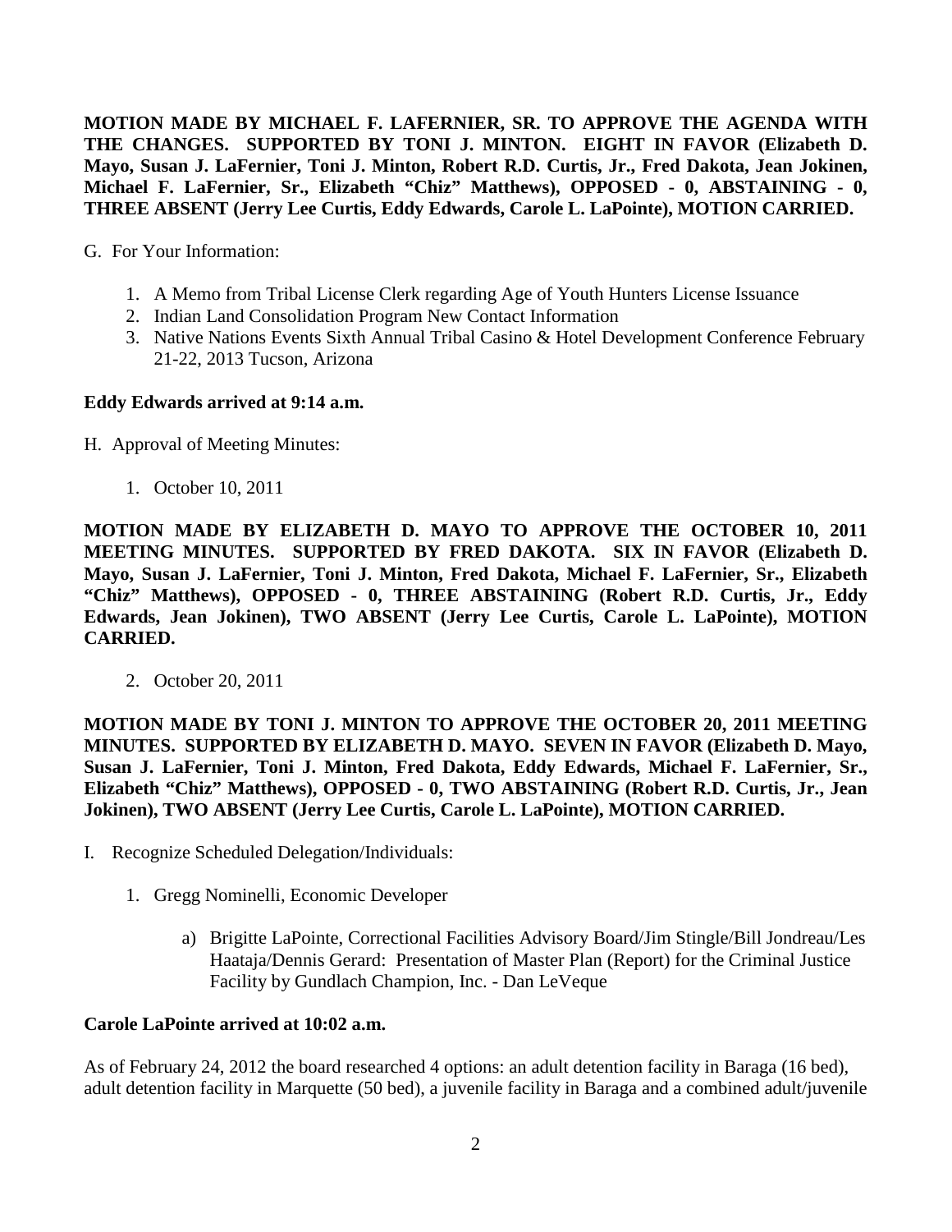**MOTION MADE BY MICHAEL F. LAFERNIER, SR. TO APPROVE THE AGENDA WITH THE CHANGES. SUPPORTED BY TONI J. MINTON. EIGHT IN FAVOR (Elizabeth D. Mayo, Susan J. LaFernier, Toni J. Minton, Robert R.D. Curtis, Jr., Fred Dakota, Jean Jokinen, Michael F. LaFernier, Sr., Elizabeth "Chiz" Matthews), OPPOSED - 0, ABSTAINING - 0, THREE ABSENT (Jerry Lee Curtis, Eddy Edwards, Carole L. LaPointe), MOTION CARRIED.**

G. For Your Information:

1. A Memo from Tribal License Clerk regarding Age of Youth Hunters License Issuance
2. Indian Land Consolidation Program New Contact Information
3. Native Nations Events Sixth Annual Tribal Casino & Hotel Development Conference February 21-22, 2013 Tucson, Arizona

**Eddy Edwards arrived at 9:14 a.m.**

H. Approval of Meeting Minutes:

1. October 10, 2011

**MOTION MADE BY ELIZABETH D. MAYO TO APPROVE THE OCTOBER 10, 2011 MEETING MINUTES. SUPPORTED BY FRED DAKOTA. SIX IN FAVOR (Elizabeth D. Mayo, Susan J. LaFernier, Toni J. Minton, Fred Dakota, Michael F. LaFernier, Sr., Elizabeth "Chiz" Matthews), OPPOSED - 0, THREE ABSTAINING (Robert R.D. Curtis, Jr., Eddy Edwards, Jean Jokinen), TWO ABSENT (Jerry Lee Curtis, Carole L. LaPointe), MOTION CARRIED.**

2. October 20, 2011

**MOTION MADE BY TONI J. MINTON TO APPROVE THE OCTOBER 20, 2011 MEETING MINUTES. SUPPORTED BY ELIZABETH D. MAYO. SEVEN IN FAVOR (Elizabeth D. Mayo, Susan J. LaFernier, Toni J. Minton, Fred Dakota, Eddy Edwards, Michael F. LaFernier, Sr., Elizabeth "Chiz" Matthews), OPPOSED - 0, TWO ABSTAINING (Robert R.D. Curtis, Jr., Jean Jokinen), TWO ABSENT (Jerry Lee Curtis, Carole L. LaPointe), MOTION CARRIED.**

I. Recognize Scheduled Delegation/Individuals:

1. Gregg Nominelli, Economic Developer

   a) Brigitte LaPointe, Correctional Facilities Advisory Board/Jim Stingle/Bill Jondreau/Les Haataja/Dennis Gerard: Presentation of Master Plan (Report) for the Criminal Justice Facility by Gundlach Champion, Inc. - Dan LeVeque

**Carole LaPointe arrived at 10:02 a.m.**

As of February 24, 2012 the board researched 4 options: an adult detention facility in Baraga (16 bed), adult detention facility in Marquette (50 bed), a juvenile facility in Baraga and a combined adult/juvenile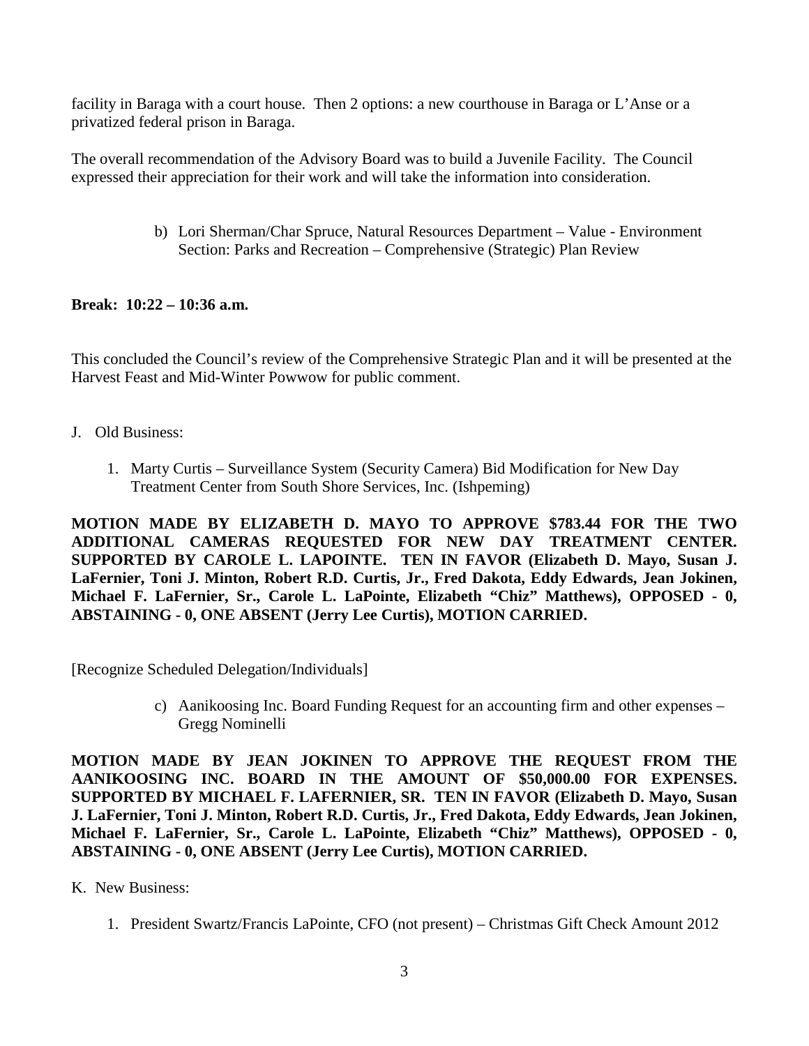facility in Baraga with a court house. Then 2 options: a new courthouse in Baraga or L'Anse or a privatized federal prison in Baraga.

The overall recommendation of the Advisory Board was to build a Juvenile Facility. The Council expressed their appreciation for their work and will take the information into consideration.

b) Lori Sherman/Char Spruce, Natural Resources Department – Value - Environment Section: Parks and Recreation – Comprehensive (Strategic) Plan Review

**Break: 10:22 – 10:36 a.m.**

This concluded the Council's review of the Comprehensive Strategic Plan and it will be presented at the Harvest Feast and Mid-Winter Powwow for public comment.

J. Old Business:

1. Marty Curtis – Surveillance System (Security Camera) Bid Modification for New Day Treatment Center from South Shore Services, Inc. (Ishpeming)

**MOTION MADE BY ELIZABETH D. MAYO TO APPROVE $783.44 FOR THE TWO ADDITIONAL CAMERAS REQUESTED FOR NEW DAY TREATMENT CENTER. SUPPORTED BY CAROLE L. LAPOINTE. TEN IN FAVOR (Elizabeth D. Mayo, Susan J. LaFernier, Toni J. Minton, Robert R.D. Curtis, Jr., Fred Dakota, Eddy Edwards, Jean Jokinen, Michael F. LaFernier, Sr., Carole L. LaPointe, Elizabeth "Chiz" Matthews), OPPOSED - 0, ABSTAINING - 0, ONE ABSENT (Jerry Lee Curtis), MOTION CARRIED.**

[Recognize Scheduled Delegation/Individuals]

c) Aanikoosing Inc. Board Funding Request for an accounting firm and other expenses – Gregg Nominelli

**MOTION MADE BY JEAN JOKINEN TO APPROVE THE REQUEST FROM THE AANIKOOSING INC. BOARD IN THE AMOUNT OF $50,000.00 FOR EXPENSES. SUPPORTED BY MICHAEL F. LAFERNIER, SR. TEN IN FAVOR (Elizabeth D. Mayo, Susan J. LaFernier, Toni J. Minton, Robert R.D. Curtis, Jr., Fred Dakota, Eddy Edwards, Jean Jokinen, Michael F. LaFernier, Sr., Carole L. LaPointe, Elizabeth "Chiz" Matthews), OPPOSED - 0, ABSTAINING - 0, ONE ABSENT (Jerry Lee Curtis), MOTION CARRIED.**

K. New Business:

1. President Swartz/Francis LaPointe, CFO (not present) – Christmas Gift Check Amount 2012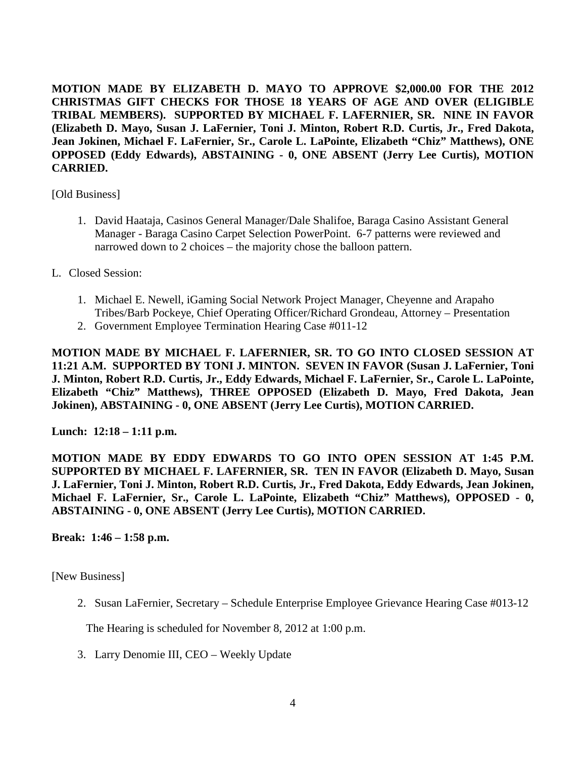**MOTION MADE BY ELIZABETH D. MAYO TO APPROVE $2,000.00 FOR THE 2012 CHRISTMAS GIFT CHECKS FOR THOSE 18 YEARS OF AGE AND OVER (ELIGIBLE TRIBAL MEMBERS). SUPPORTED BY MICHAEL F. LAFERNIER, SR. NINE IN FAVOR (Elizabeth D. Mayo, Susan J. LaFernier, Toni J. Minton, Robert R.D. Curtis, Jr., Fred Dakota, Jean Jokinen, Michael F. LaFernier, Sr., Carole L. LaPointe, Elizabeth "Chiz" Matthews), ONE OPPOSED (Eddy Edwards), ABSTAINING - 0, ONE ABSENT (Jerry Lee Curtis), MOTION CARRIED.**

[Old Business]

1. David Haataja, Casinos General Manager/Dale Shalifoe, Baraga Casino Assistant General Manager - Baraga Casino Carpet Selection PowerPoint. 6-7 patterns were reviewed and narrowed down to 2 choices – the majority chose the balloon pattern.

L. Closed Session:

1. Michael E. Newell, iGaming Social Network Project Manager, Cheyenne and Arapaho Tribes/Barb Pockeye, Chief Operating Officer/Richard Grondeau, Attorney – Presentation
2. Government Employee Termination Hearing Case #011-12

**MOTION MADE BY MICHAEL F. LAFERNIER, SR. TO GO INTO CLOSED SESSION AT 11:21 A.M. SUPPORTED BY TONI J. MINTON. SEVEN IN FAVOR (Susan J. LaFernier, Toni J. Minton, Robert R.D. Curtis, Jr., Eddy Edwards, Michael F. LaFernier, Sr., Carole L. LaPointe, Elizabeth "Chiz" Matthews), THREE OPPOSED (Elizabeth D. Mayo, Fred Dakota, Jean Jokinen), ABSTAINING - 0, ONE ABSENT (Jerry Lee Curtis), MOTION CARRIED.**

**Lunch: 12:18 – 1:11 p.m.**

**MOTION MADE BY EDDY EDWARDS TO GO INTO OPEN SESSION AT 1:45 P.M. SUPPORTED BY MICHAEL F. LAFERNIER, SR. TEN IN FAVOR (Elizabeth D. Mayo, Susan J. LaFernier, Toni J. Minton, Robert R.D. Curtis, Jr., Fred Dakota, Eddy Edwards, Jean Jokinen, Michael F. LaFernier, Sr., Carole L. LaPointe, Elizabeth "Chiz" Matthews), OPPOSED - 0, ABSTAINING - 0, ONE ABSENT (Jerry Lee Curtis), MOTION CARRIED.**

**Break: 1:46 – 1:58 p.m.**

[New Business]

2. Susan LaFernier, Secretary – Schedule Enterprise Employee Grievance Hearing Case #013-12

   The Hearing is scheduled for November 8, 2012 at 1:00 p.m.

3. Larry Denomie III, CEO – Weekly Update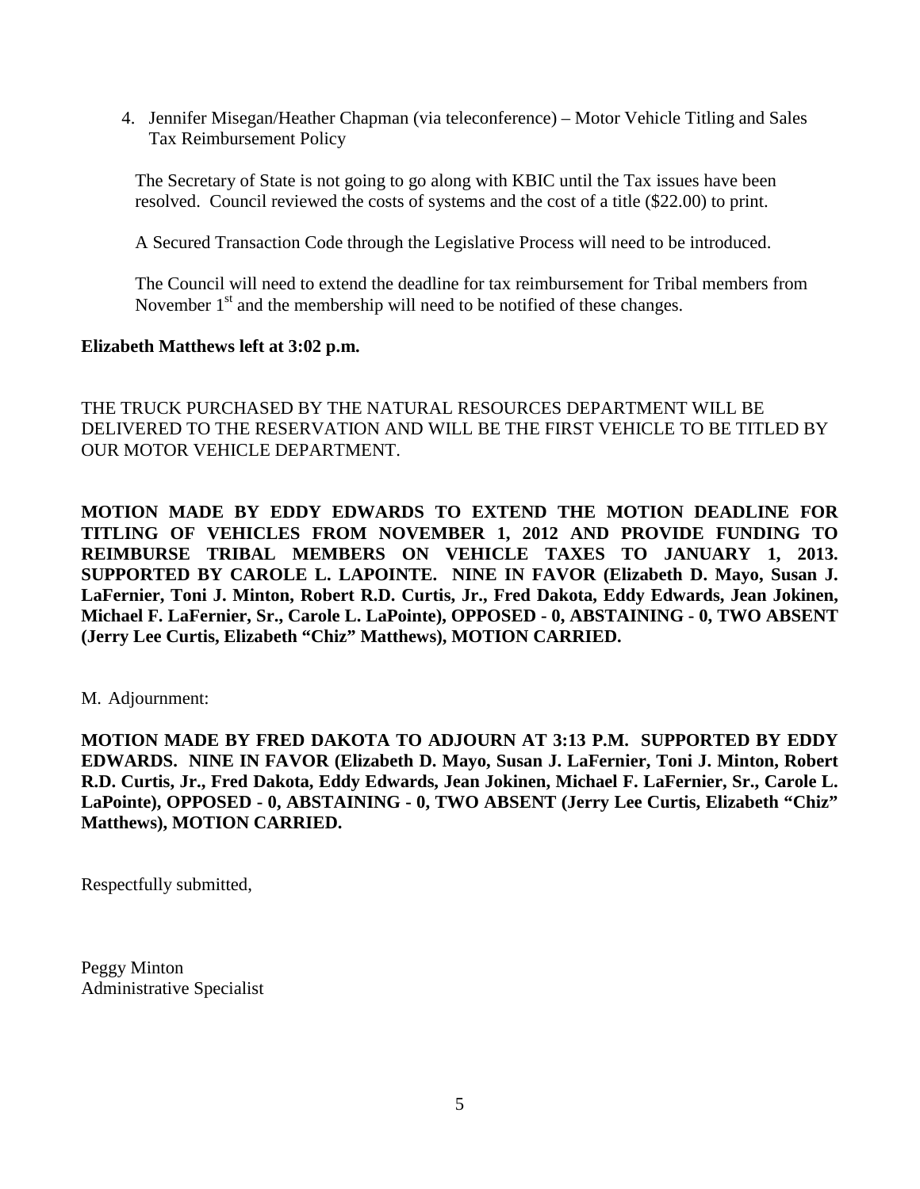4. Jennifer Misegan/Heather Chapman (via teleconference) – Motor Vehicle Titling and Sales Tax Reimbursement Policy

The Secretary of State is not going to go along with KBIC until the Tax issues have been resolved. Council reviewed the costs of systems and the cost of a title ($22.00) to print.

A Secured Transaction Code through the Legislative Process will need to be introduced.

The Council will need to extend the deadline for tax reimbursement for Tribal members from November 1st and the membership will need to be notified of these changes.

**Elizabeth Matthews left at 3:02 p.m.**

THE TRUCK PURCHASED BY THE NATURAL RESOURCES DEPARTMENT WILL BE DELIVERED TO THE RESERVATION AND WILL BE THE FIRST VEHICLE TO BE TITLED BY OUR MOTOR VEHICLE DEPARTMENT.

**MOTION MADE BY EDDY EDWARDS TO EXTEND THE MOTION DEADLINE FOR TITLING OF VEHICLES FROM NOVEMBER 1, 2012 AND PROVIDE FUNDING TO REIMBURSE TRIBAL MEMBERS ON VEHICLE TAXES TO JANUARY 1, 2013. SUPPORTED BY CAROLE L. LAPOINTE. NINE IN FAVOR (Elizabeth D. Mayo, Susan J. LaFernier, Toni J. Minton, Robert R.D. Curtis, Jr., Fred Dakota, Eddy Edwards, Jean Jokinen, Michael F. LaFernier, Sr., Carole L. LaPointe), OPPOSED - 0, ABSTAINING - 0, TWO ABSENT (Jerry Lee Curtis, Elizabeth "Chiz" Matthews), MOTION CARRIED.**

M. Adjournment:

**MOTION MADE BY FRED DAKOTA TO ADJOURN AT 3:13 P.M. SUPPORTED BY EDDY EDWARDS. NINE IN FAVOR (Elizabeth D. Mayo, Susan J. LaFernier, Toni J. Minton, Robert R.D. Curtis, Jr., Fred Dakota, Eddy Edwards, Jean Jokinen, Michael F. LaFernier, Sr., Carole L. LaPointe), OPPOSED - 0, ABSTAINING - 0, TWO ABSENT (Jerry Lee Curtis, Elizabeth "Chiz" Matthews), MOTION CARRIED.**

Respectfully submitted,

Peggy Minton
Administrative Specialist